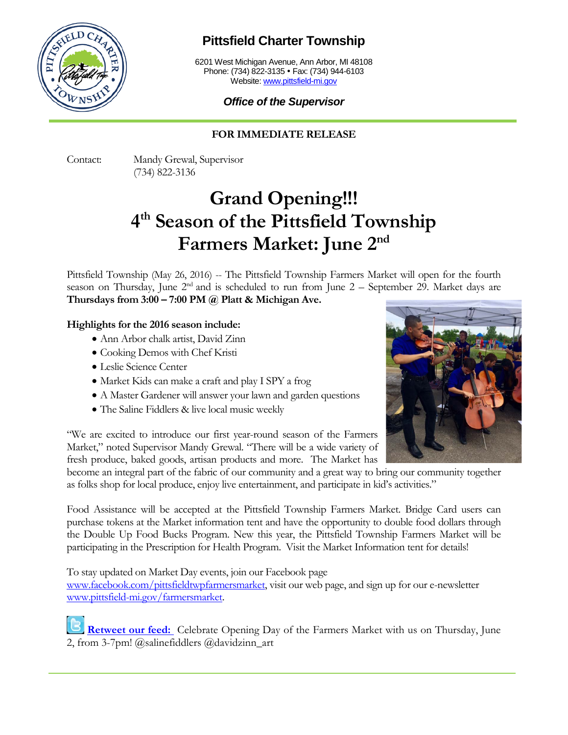# Pittsfield Charter Township

6201 West Michigan Avenue, Ann Arbor, MI 48108
Phone: (734) 822-3135 • Fax: (734) 944-6103
Website: www.pittsfield-mi.gov

***Office of the Supervisor***

**FOR IMMEDIATE RELEASE**

Contact: Mandy Grewal, Supervisor
(734) 822-3136

# Grand Opening!!!
# 4th Season of the Pittsfield Township Farmers Market: June 2nd

Pittsfield Township (May 26, 2016) -- The Pittsfield Township Farmers Market will open for the fourth season on Thursday, June 2nd and is scheduled to run from June 2 – September 29. Market days are **Thursdays from 3:00 – 7:00 PM @ Platt & Michigan Ave.**

**Highlights for the 2016 season include:**

- Ann Arbor chalk artist, David Zinn
- Cooking Demos with Chef Kristi
- Leslie Science Center
- Market Kids can make a craft and play I SPY a frog
- A Master Gardener will answer your lawn and garden questions
- The Saline Fiddlers & live local music weekly

"We are excited to introduce our first year-round season of the Farmers Market," noted Supervisor Mandy Grewal. "There will be a wide variety of fresh produce, baked goods, artisan products and more. The Market has become an integral part of the fabric of our community and a great way to bring our community together as folks shop for local produce, enjoy live entertainment, and participate in kid's activities."

Food Assistance will be accepted at the Pittsfield Township Farmers Market. Bridge Card users can purchase tokens at the Market information tent and have the opportunity to double food dollars through the Double Up Food Bucks Program. New this year, the Pittsfield Township Farmers Market will be participating in the Prescription for Health Program. Visit the Market Information tent for details!

To stay updated on Market Day events, join our Facebook page www.facebook.com/pittsfieldtwpfarmersmarket, visit our web page, and sign up for our e-newsletter www.pittsfield-mi.gov/farmersmarket.

**Retweet our feed:** Celebrate Opening Day of the Farmers Market with us on Thursday, June 2, from 3-7pm! @salinefiddlers @davidzinn_art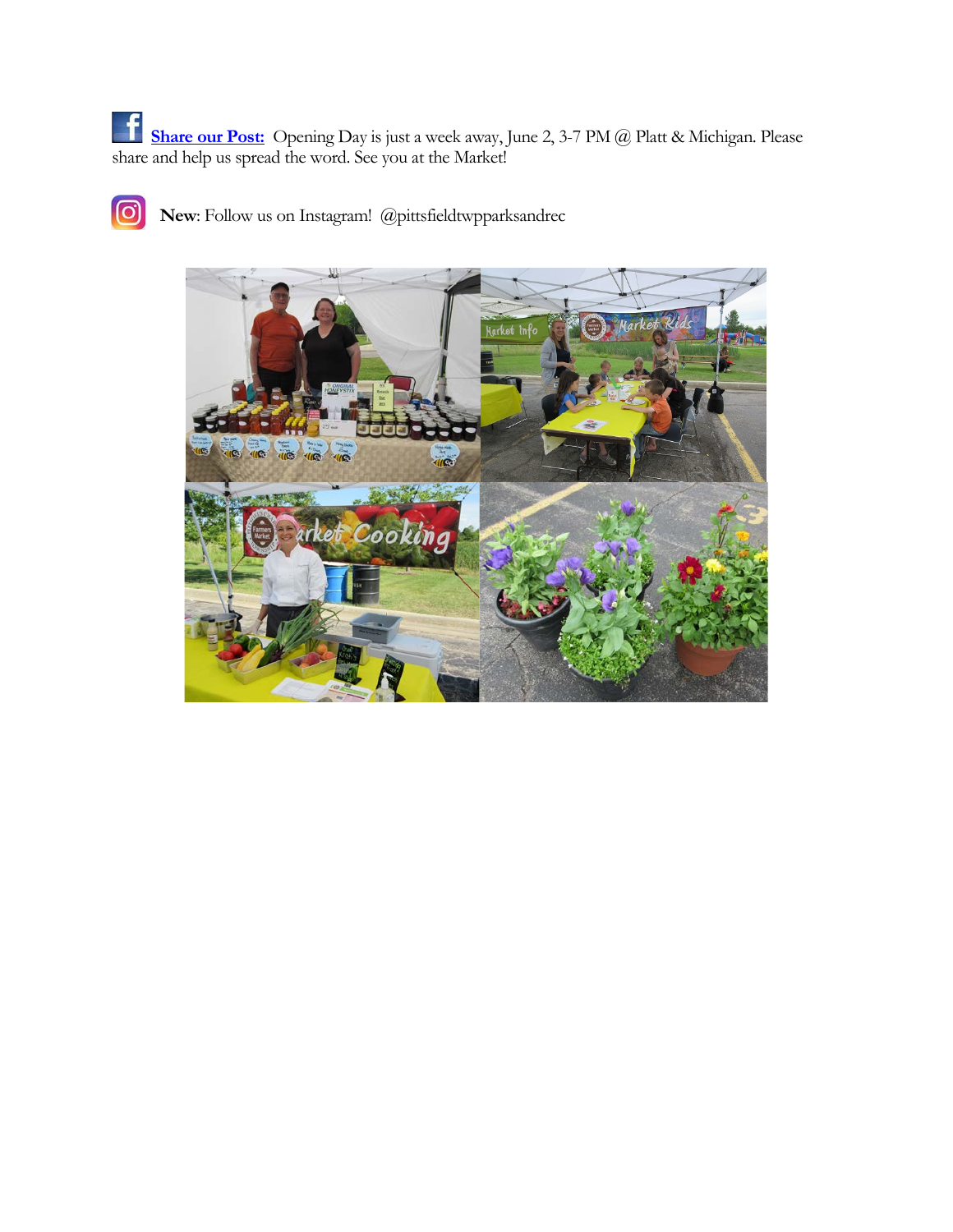**Share our Post:** Opening Day is just a week away, June 2, 3-7 PM @ Platt & Michigan. Please share and help us spread the word. See you at the Market!

**New**: Follow us on Instagram! @pittsfieldtwpparksandrec